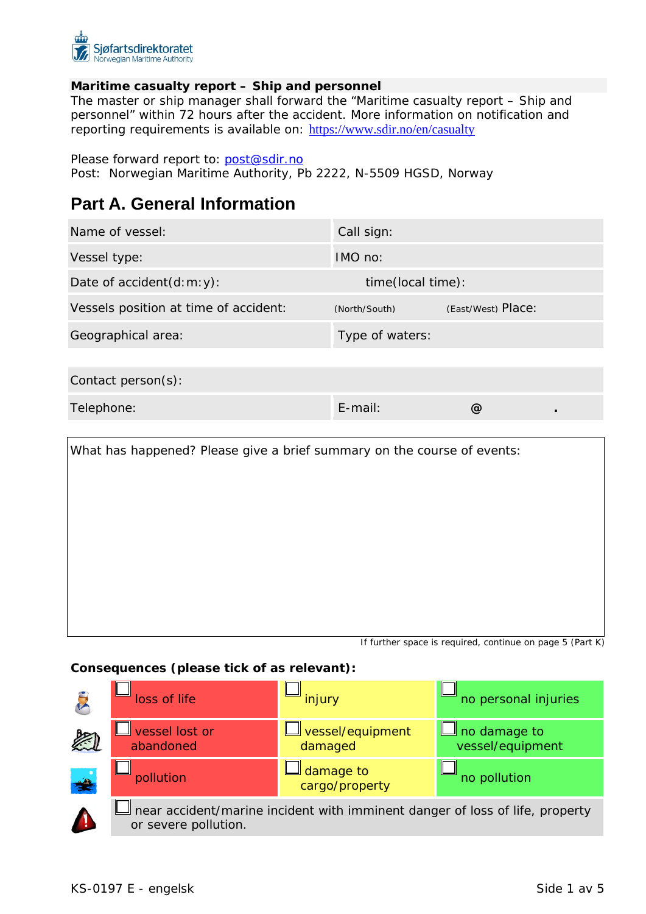Sjøfartsdirektoratet
Norwegian Maritime Authority

**Maritime casualty report – Ship and personnel**

The master or ship manager shall forward the "Maritime casualty report – Ship and personnel" within 72 hours after the accident. More information on notification and reporting requirements is available on: https://www.sdir.no/en/casualty

Please forward report to: post@sdir.no
Post: Norwegian Maritime Authority, Pb 2222, N-5509 HGSD, Norway

## Part A. General Information

| | |
|---|---|
| Name of vessel: | Call sign: |
| Vessel type: | IMO no: |
| Date of accident(d:m:y): | time(local time): |
| Vessels position at time of accident: | (North/South) (East/West) Place: |
| Geographical area: | Type of waters: |

| | |
|---|---|
| Contact person(s): | |
| Telephone: | E-mail: @ . |

What has happened? Please give a brief summary on the course of events:

If further space is required, continue on page 5 (Part K)

**Consequences (please tick of as relevant):**

| | | |
|---|---|---|
| ☐ loss of life | ☐ injury | ☐ no personal injuries |
| ☐ vessel lost or abandoned | ☐ vessel/equipment damaged | ☐ no damage to vessel/equipment |
| ☐ pollution | ☐ damage to cargo/property | ☐ no pollution |
| ☐ near accident/marine incident with imminent danger of loss of life, property or severe pollution. | | |

KS-0197 E - engelsk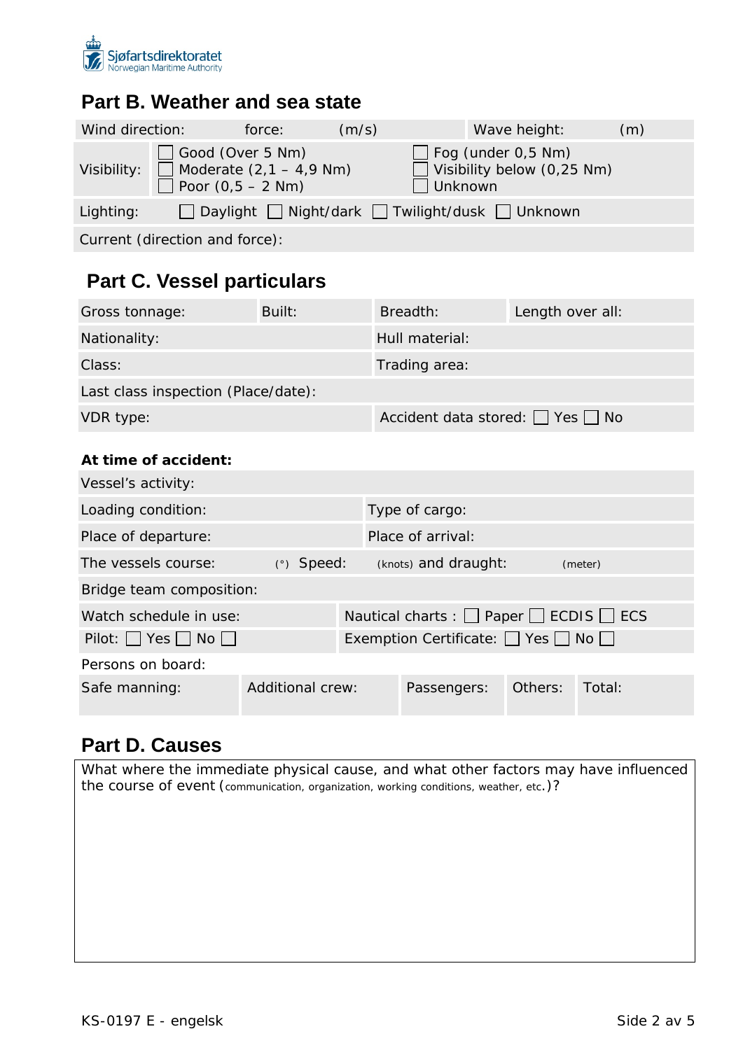## Part B. Weather and sea state

| Wind direction: | force: (m/s) | Wave height: (m) |
|---|---|---|
| Visibility: | ☐ Good (Over 5 Nm)<br>☐ Moderate (2,1 – 4,9 Nm)<br>☐ Poor (0,5 – 2 Nm) | ☐ Fog (under 0,5 Nm)<br>☐ Visibility below (0,25 Nm)<br>☐ Unknown |
| Lighting: | ☐ Daylight ☐ Night/dark ☐ Twilight/dusk ☐ Unknown | |
| Current (direction and force): | | |

## Part C. Vessel particulars

| Gross tonnage: | Built: | Breadth: | Length over all: |
|---|---|---|---|
| Nationality: | | Hull material: | |
| Class: | | Trading area: | |
| Last class inspection (Place/date): | | | |
| VDR type: | | Accident data stored: ☐ Yes ☐ No | |

**At time of accident:**

| Vessel's activity: | | | | |
|---|---|---|---|---|
| Loading condition: | | Type of cargo: | | |
| Place of departure: | | Place of arrival: | | |
| The vessels course: (°) | Speed: (knots) | and draught: (meter) | | |
| Bridge team composition: | | | | |
| Watch schedule in use: | | Nautical charts : ☐ Paper ☐ ECDIS ☐ ECS | | |
| Pilot: ☐ Yes ☐ No ☐ | | Exemption Certificate: ☐ Yes ☐ No ☐ | | |
| Persons on board: | | | | |
| Safe manning: | Additional crew: | Passengers: | Others: | Total: |

## Part D. Causes

What where the immediate physical cause, and what other factors may have influenced the course of event (communication, organization, working conditions, weather, etc.)?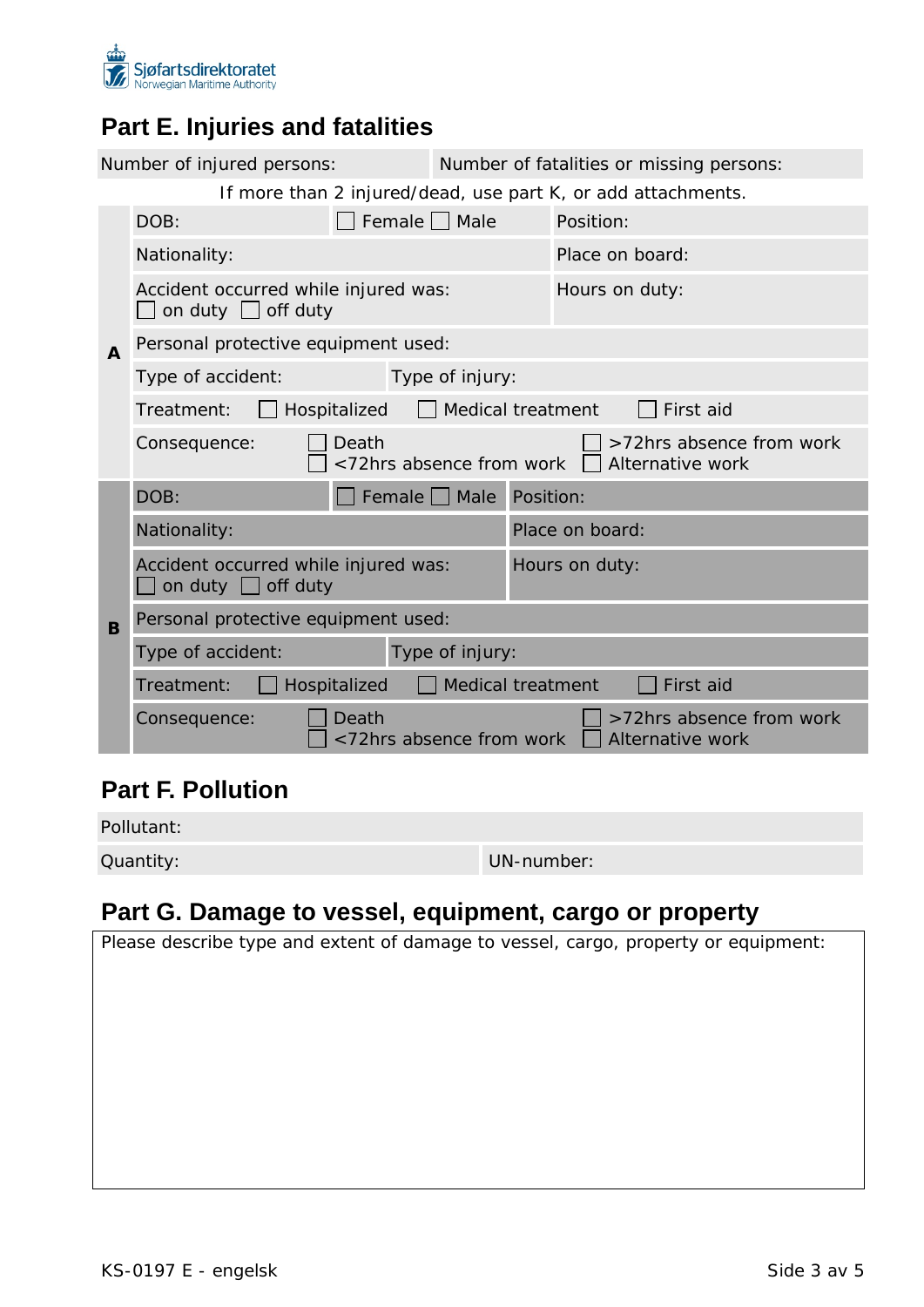## Part E. Injuries and fatalities

| Number of injured persons: | Number of fatalities or missing persons: |
|---|---|

If more than 2 injured/dead, use part K, or add attachments.

**A**

| | | |
|---|---|---|
| DOB: | ☐ Female ☐ Male | Position: |
| Nationality: | | Place on board: |
| Accident occurred while injured was: ☐ on duty ☐ off duty | | Hours on duty: |
| Personal protective equipment used: | | |
| Type of accident: | Type of injury: | |
| Treatment: ☐ Hospitalized ☐ Medical treatment ☐ First aid | | |
| Consequence: ☐ Death ☐ <72hrs absence from work ☐ >72hrs absence from work ☐ Alternative work | | |

**B**

| | | |
|---|---|---|
| DOB: | ☐ Female ☐ Male | Position: |
| Nationality: | | Place on board: |
| Accident occurred while injured was: ☐ on duty ☐ off duty | | Hours on duty: |
| Personal protective equipment used: | | |
| Type of accident: | Type of injury: | |
| Treatment: ☐ Hospitalized ☐ Medical treatment ☐ First aid | | |
| Consequence: ☐ Death ☐ <72hrs absence from work ☐ >72hrs absence from work ☐ Alternative work | | |

## Part F. Pollution

| Pollutant: | |
|---|---|
| Quantity: | UN-number: |

## Part G. Damage to vessel, equipment, cargo or property

Please describe type and extent of damage to vessel, cargo, property or equipment: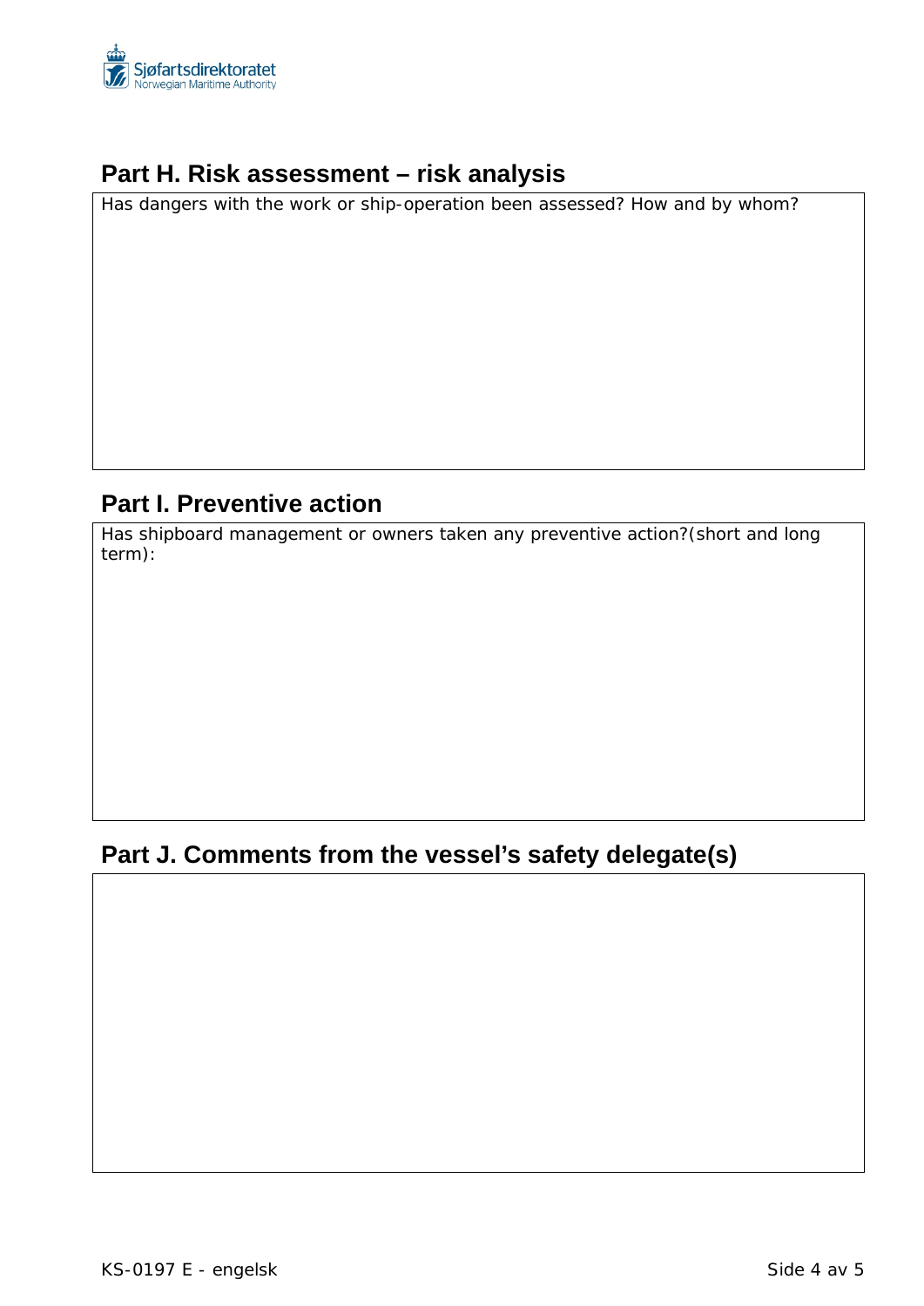## Part H. Risk assessment – risk analysis

Has dangers with the work or ship-operation been assessed? How and by whom?

## Part I. Preventive action

Has shipboard management or owners taken any preventive action?(short and long term):

## Part J. Comments from the vessel's safety delegate(s)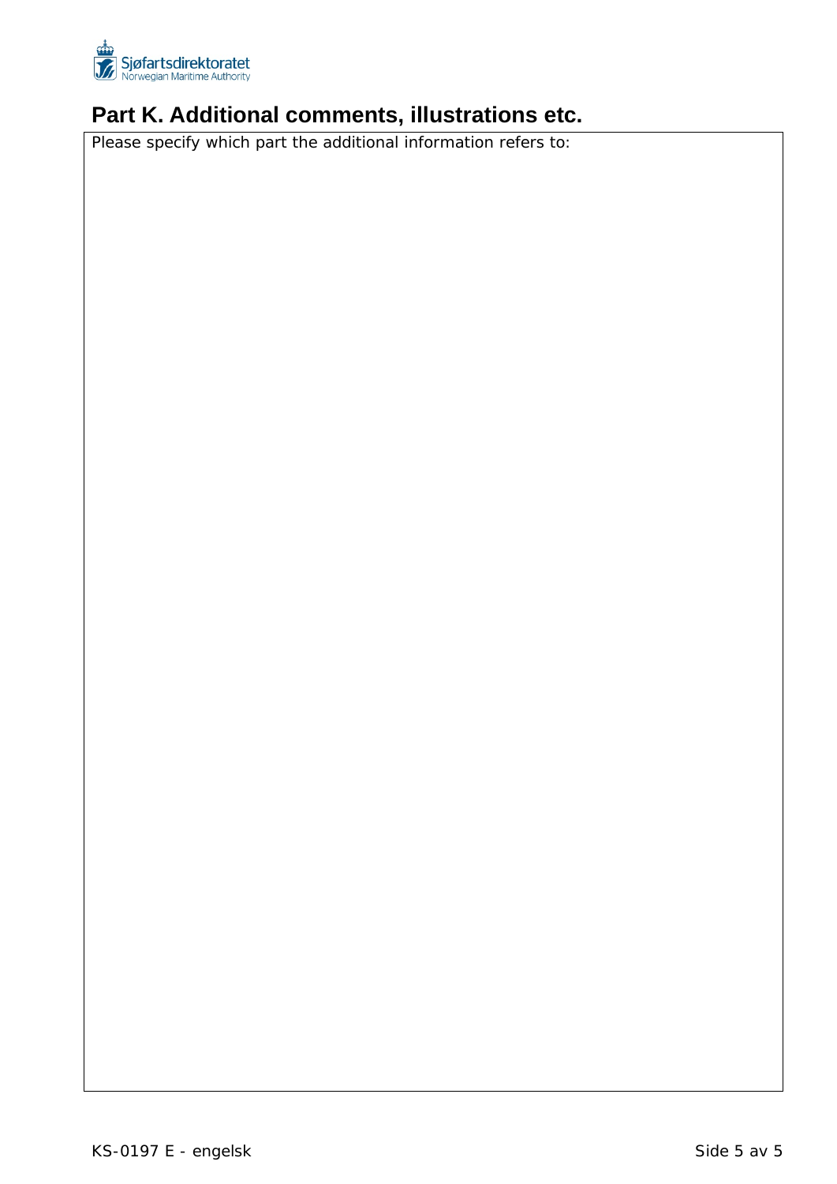# Part K. Additional comments, illustrations etc.

Please specify which part the additional information refers to: